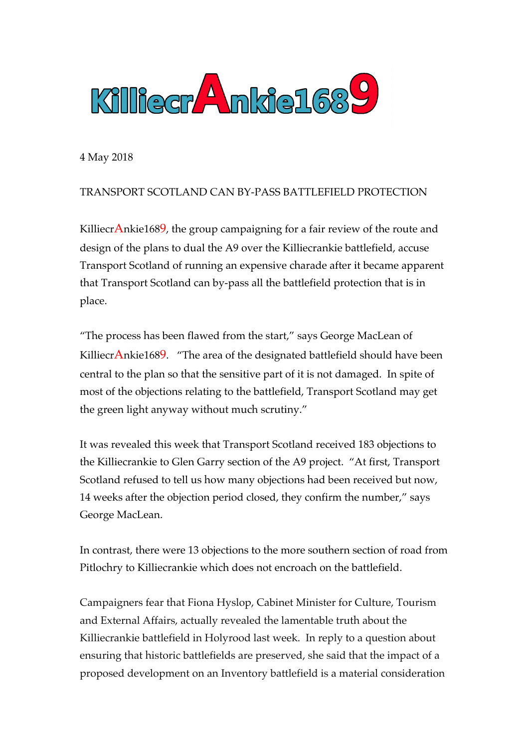# KilliecrAnkie1689

4 May 2018

TRANSPORT SCOTLAND CAN BY-PASS BATTLEFIELD PROTECTION

KilliecrAnkie1689, the group campaigning for a fair review of the route and design of the plans to dual the A9 over the Killiecrankie battlefield, accuse Transport Scotland of running an expensive charade after it became apparent that Transport Scotland can by-pass all the battlefield protection that is in place.

"The process has been flawed from the start," says George MacLean of KilliecrAnkie1689. "The area of the designated battlefield should have been central to the plan so that the sensitive part of it is not damaged. In spite of most of the objections relating to the battlefield, Transport Scotland may get the green light anyway without much scrutiny."

It was revealed this week that Transport Scotland received 183 objections to the Killiecrankie to Glen Garry section of the A9 project. "At first, Transport Scotland refused to tell us how many objections had been received but now, 14 weeks after the objection period closed, they confirm the number," says George MacLean.

In contrast, there were 13 objections to the more southern section of road from Pitlochry to Killiecrankie which does not encroach on the battlefield.

Campaigners fear that Fiona Hyslop, Cabinet Minister for Culture, Tourism and External Affairs, actually revealed the lamentable truth about the Killiecrankie battlefield in Holyrood last week. In reply to a question about ensuring that historic battlefields are preserved, she said that the impact of a proposed development on an Inventory battlefield is a material consideration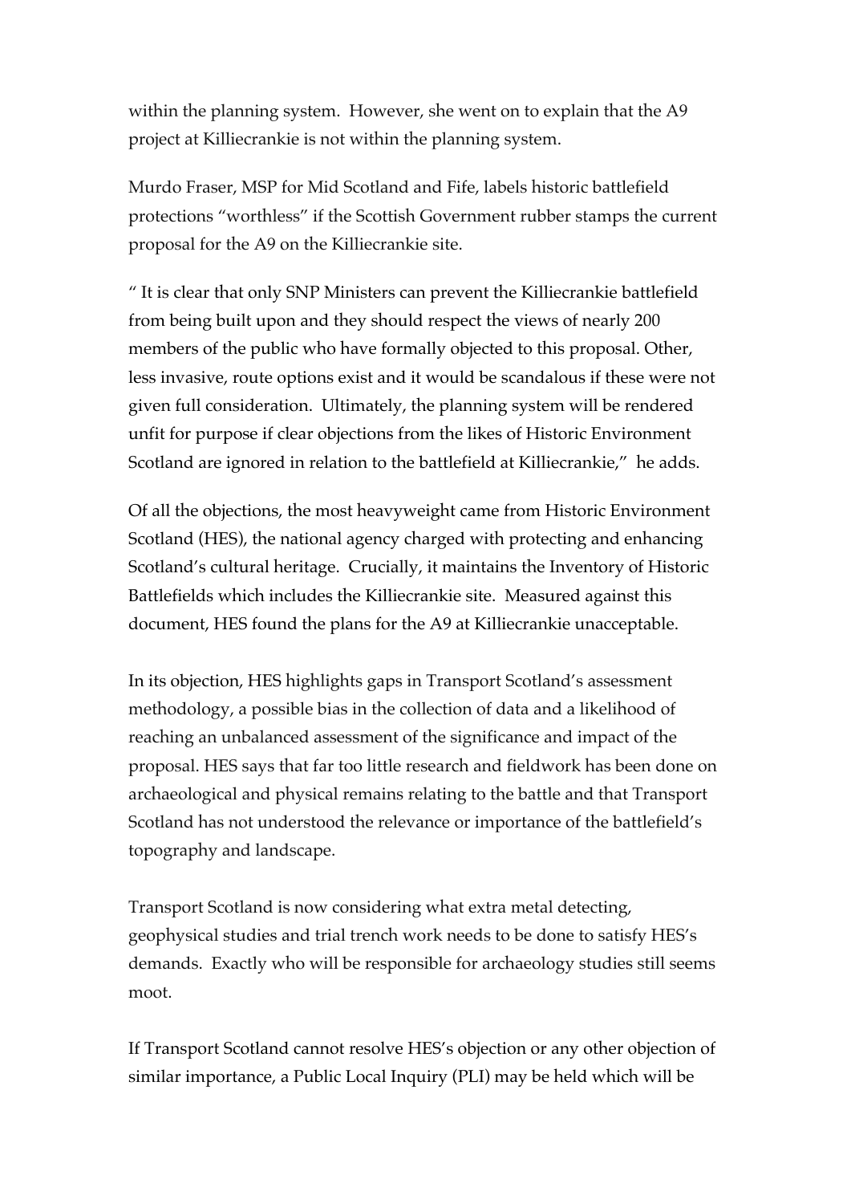within the planning system. However, she went on to explain that the A9 project at Killiecrankie is not within the planning system.

Murdo Fraser, MSP for Mid Scotland and Fife, labels historic battlefield protections "worthless" if the Scottish Government rubber stamps the current proposal for the A9 on the Killiecrankie site.

" It is clear that only SNP Ministers can prevent the Killiecrankie battlefield from being built upon and they should respect the views of nearly 200 members of the public who have formally objected to this proposal. Other, less invasive, route options exist and it would be scandalous if these were not given full consideration. Ultimately, the planning system will be rendered unfit for purpose if clear objections from the likes of Historic Environment Scotland are ignored in relation to the battlefield at Killiecrankie," he adds.

Of all the objections, the most heavyweight came from Historic Environment Scotland (HES), the national agency charged with protecting and enhancing Scotland's cultural heritage. Crucially, it maintains the Inventory of Historic Battlefields which includes the Killiecrankie site. Measured against this document, HES found the plans for the A9 at Killiecrankie unacceptable.

In its objection, HES highlights gaps in Transport Scotland's assessment methodology, a possible bias in the collection of data and a likelihood of reaching an unbalanced assessment of the significance and impact of the proposal. HES says that far too little research and fieldwork has been done on archaeological and physical remains relating to the battle and that Transport Scotland has not understood the relevance or importance of the battlefield's topography and landscape.

Transport Scotland is now considering what extra metal detecting, geophysical studies and trial trench work needs to be done to satisfy HES's demands. Exactly who will be responsible for archaeology studies still seems moot.

If Transport Scotland cannot resolve HES's objection or any other objection of similar importance, a Public Local Inquiry (PLI) may be held which will be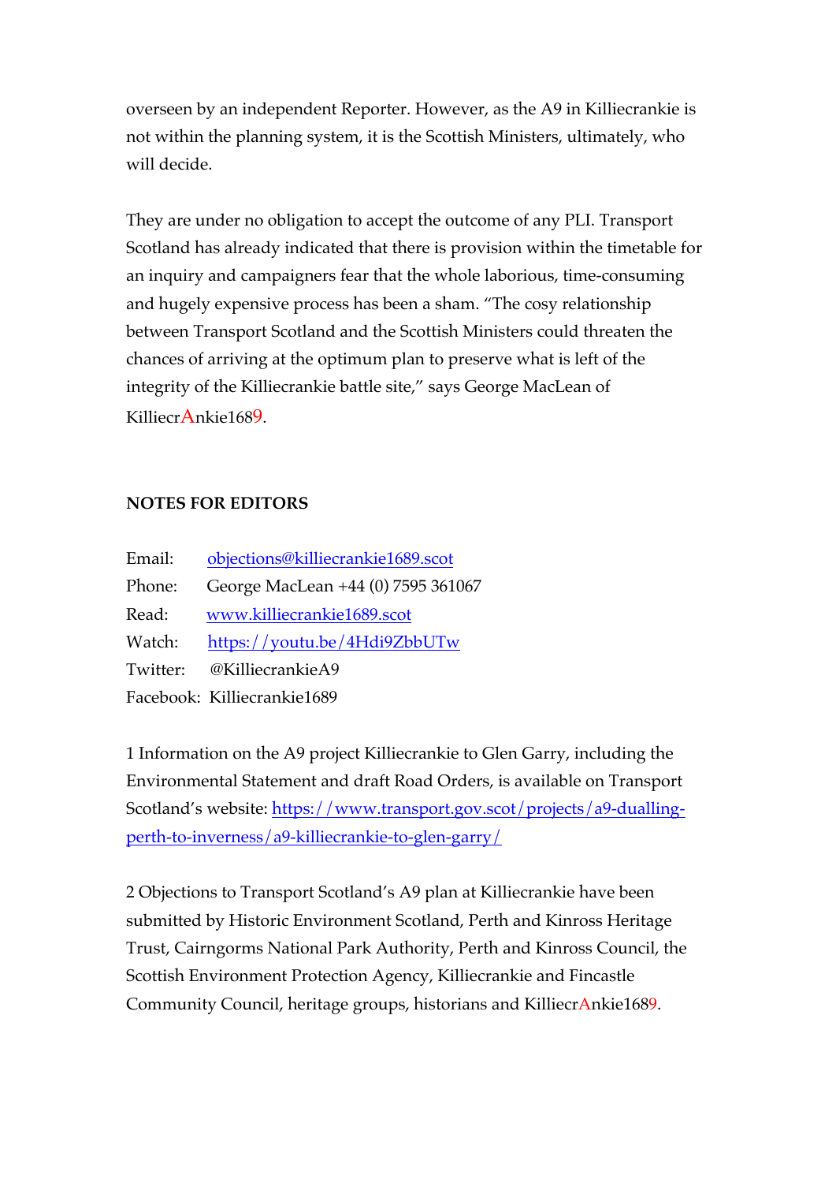overseen by an independent Reporter. However, as the A9 in Killiecrankie is not within the planning system, it is the Scottish Ministers, ultimately, who will decide.

They are under no obligation to accept the outcome of any PLI. Transport Scotland has already indicated that there is provision within the timetable for an inquiry and campaigners fear that the whole laborious, time-consuming and hugely expensive process has been a sham. "The cosy relationship between Transport Scotland and the Scottish Ministers could threaten the chances of arriving at the optimum plan to preserve what is left of the integrity of the Killiecrankie battle site," says George MacLean of KilliecrAnkie1689.

**NOTES FOR EDITORS**

Email: [objections@killiecrankie1689.scot](mailto:objections@killiecrankie1689.scot)
Phone: George MacLean +44 (0) 7595 361067
Read: [www.killiecrankie1689.scot](http://www.killiecrankie1689.scot)
Watch: [https://youtu.be/4Hdi9ZbbUTw](https://youtu.be/4Hdi9ZbbUTw)
Twitter: @KilliecrankieA9
Facebook: Killiecrankie1689

1 Information on the A9 project Killiecrankie to Glen Garry, including the Environmental Statement and draft Road Orders, is available on Transport Scotland's website: [https://www.transport.gov.scot/projects/a9-dualling-perth-to-inverness/a9-killiecrankie-to-glen-garry/](https://www.transport.gov.scot/projects/a9-dualling-perth-to-inverness/a9-killiecrankie-to-glen-garry/)

2 Objections to Transport Scotland's A9 plan at Killiecrankie have been submitted by Historic Environment Scotland, Perth and Kinross Heritage Trust, Cairngorms National Park Authority, Perth and Kinross Council, the Scottish Environment Protection Agency, Killiecrankie and Fincastle Community Council, heritage groups, historians and KilliecrAnkie1689.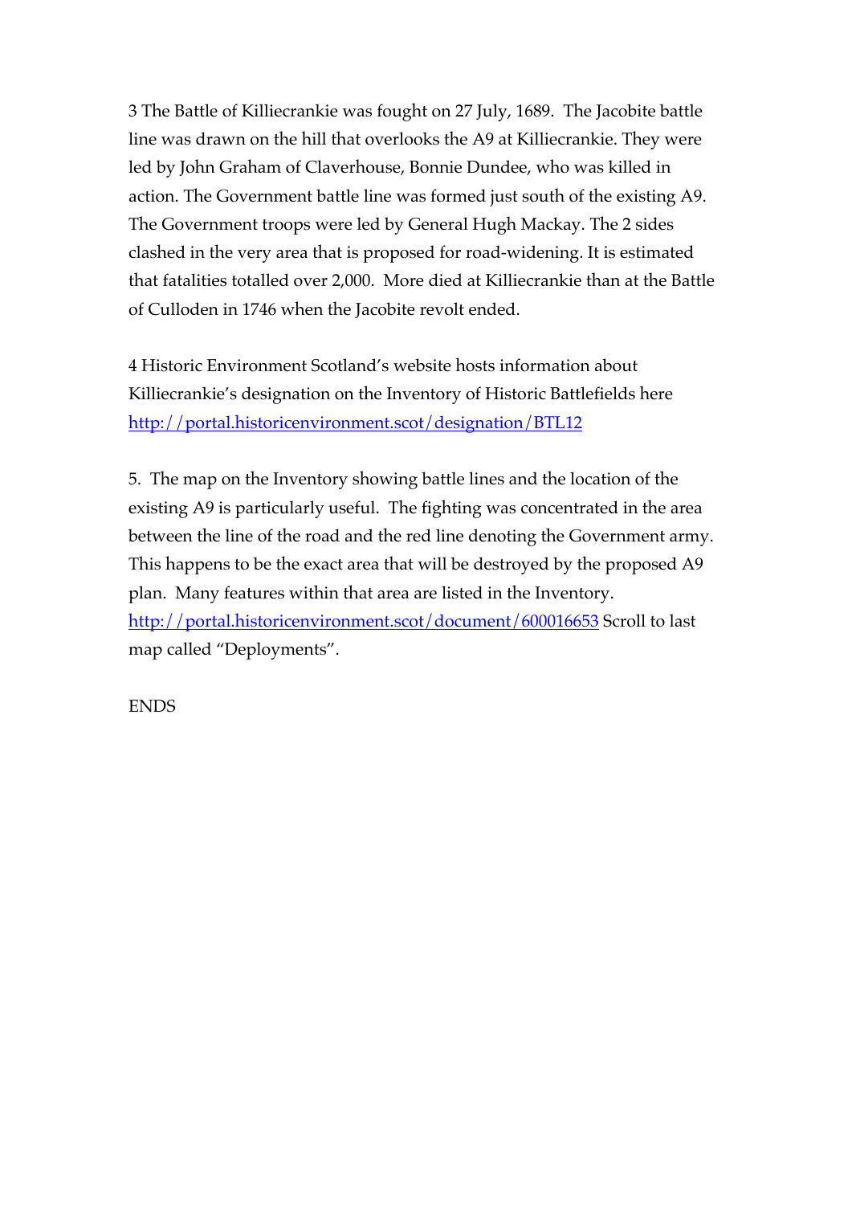3 The Battle of Killiecrankie was fought on 27 July, 1689. The Jacobite battle line was drawn on the hill that overlooks the A9 at Killiecrankie. They were led by John Graham of Claverhouse, Bonnie Dundee, who was killed in action. The Government battle line was formed just south of the existing A9. The Government troops were led by General Hugh Mackay. The 2 sides clashed in the very area that is proposed for road-widening. It is estimated that fatalities totalled over 2,000. More died at Killiecrankie than at the Battle of Culloden in 1746 when the Jacobite revolt ended.

4 Historic Environment Scotland's website hosts information about Killiecrankie's designation on the Inventory of Historic Battlefields here http://portal.historicenvironment.scot/designation/BTL12

5. The map on the Inventory showing battle lines and the location of the existing A9 is particularly useful. The fighting was concentrated in the area between the line of the road and the red line denoting the Government army. This happens to be the exact area that will be destroyed by the proposed A9 plan. Many features within that area are listed in the Inventory. http://portal.historicenvironment.scot/document/600016653 Scroll to last map called "Deployments".

ENDS